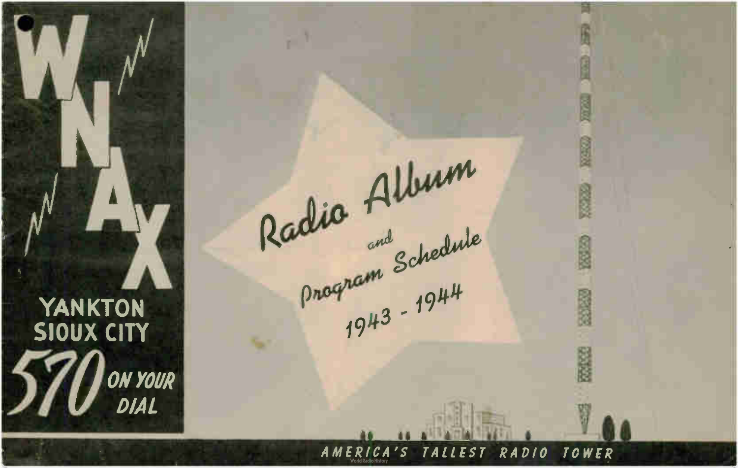# WNAX

YANKTON
SIOUX CITY

570 ON YOUR DIAL

## Radio Album

and

## Program Schedule

1943 - 1944

AMERICA'S TALLEST RADIO TOWER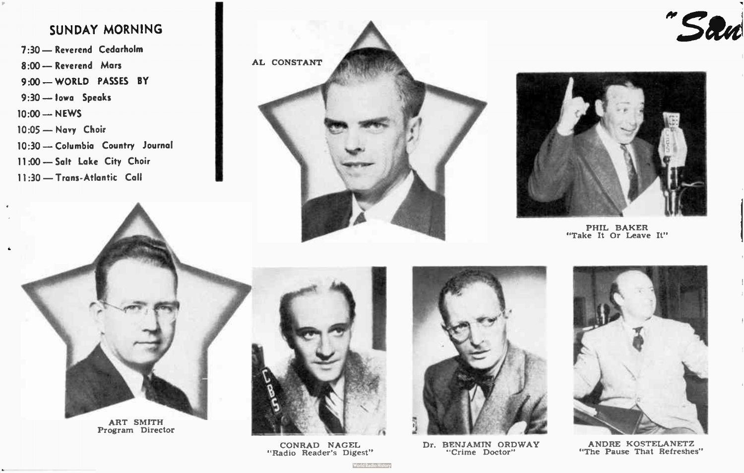## SUNDAY MORNING

- 7:30 — Reverend Cedarholm
- 8:00 — Reverend Mars
- 9:00 — WORLD PASSES BY
- 9:30 — Iowa Speaks
- 10:00 — NEWS
- 10:05 — Navy Choir
- 10:30 — Columbia Country Journal
- 11:00 — Salt Lake City Choir
- 11:30 — Trans-Atlantic Call

"San

AL CONSTANT

PHIL BAKER
"Take It Or Leave It"

ART SMITH
Program Director

CONRAD NAGEL
"Radio Reader's Digest"

Dr. BENJAMIN ORDWAY
"Crime Doctor"

ANDRE KOSTELANETZ
"The Pause That Refreshes"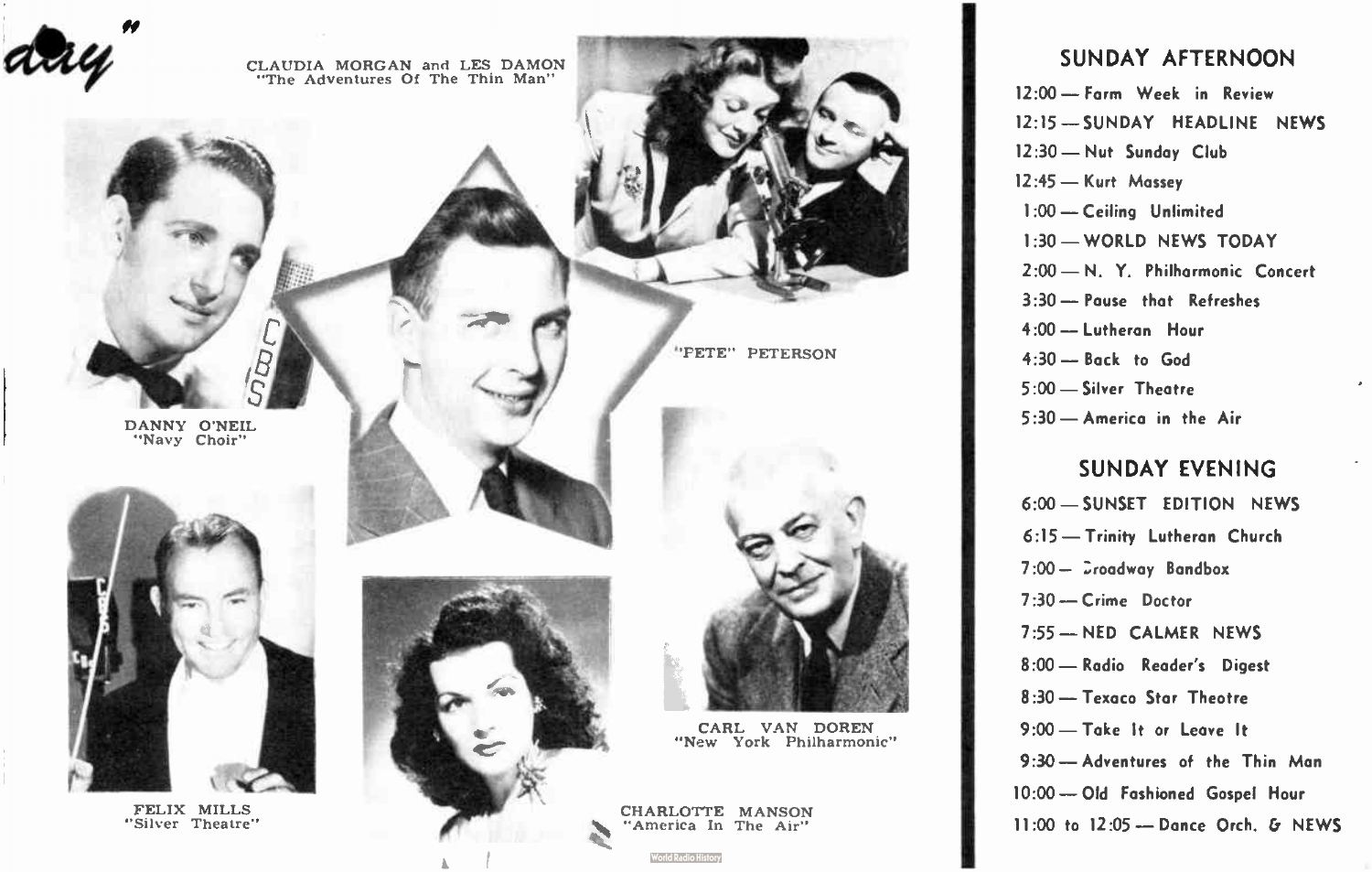day"

CLAUDIA MORGAN and LES DAMON
"The Adventures Of The Thin Man"

DANNY O'NEIL
"Navy Choir"

"PETE" PETERSON

CARL VAN DOREN
"New York Philharmonic"

FELIX MILLS
"Silver Theatre"

CHARLOTTE MANSON
"America In The Air"

## SUNDAY AFTERNOON

12:00 — Farm Week in Review
12:15 — SUNDAY HEADLINE NEWS
12:30 — Nut Sunday Club
12:45 — Kurt Massey
1:00 — Ceiling Unlimited
1:30 — WORLD NEWS TODAY
2:00 — N. Y. Philharmonic Concert
3:30 — Pause that Refreshes
4:00 — Lutheran Hour
4:30 — Back to God
5:00 — Silver Theatre
5:30 — America in the Air

## SUNDAY EVENING

6:00 — SUNSET EDITION NEWS
6:15 — Trinity Lutheran Church
7:00 — Broadway Bandbox
7:30 — Crime Doctor
7:55 — NED CALMER NEWS
8:00 — Radio Reader's Digest
8:30 — Texaco Star Theatre
9:00 — Take It or Leave It
9:30 — Adventures of the Thin Man
10:00 — Old Fashioned Gospel Hour
11:00 to 12:05 — Dance Orch. & NEWS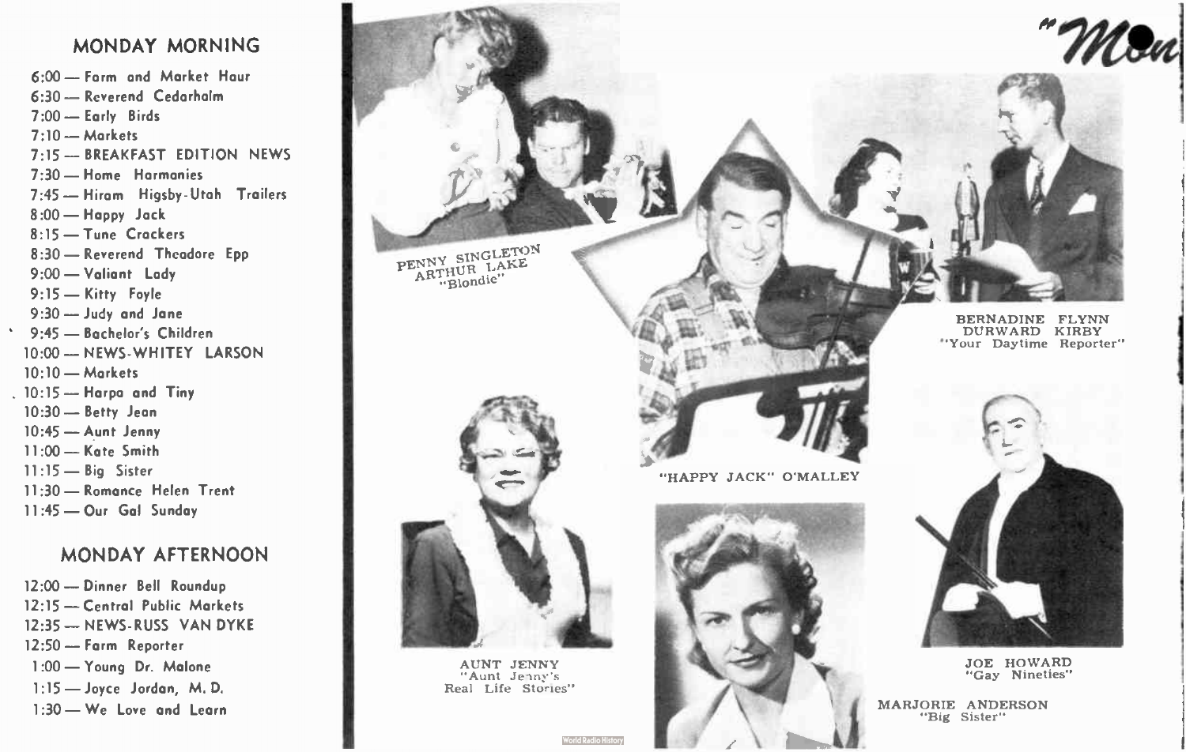## MONDAY MORNING

6:00 — Farm and Market Hour
6:30 — Reverend Cedarholm
7:00 — Early Birds
7:10 — Markets
7:15 — BREAKFAST EDITION NEWS
7:30 — Home Harmonies
7:45 — Hiram Higsby-Utah Trailers
8:00 — Happy Jack
8:15 — Tune Crackers
8:30 — Reverend Theodore Epp
9:00 — Valiant Lady
9:15 — Kitty Foyle
9:30 — Judy and Jane
9:45 — Bachelor's Children
10:00 — NEWS-WHITEY LARSON
10:10 — Markets
10:15 — Harpo and Tiny
10:30 — Betty Jean
10:45 — Aunt Jenny
11:00 — Kate Smith
11:15 — Big Sister
11:30 — Romance Helen Trent
11:45 — Our Gal Sunday

## MONDAY AFTERNOON

12:00 — Dinner Bell Roundup
12:15 — Central Public Markets
12:35 — NEWS-RUSS VAN DYKE
12:50 — Farm Reporter
1:00 — Young Dr. Malone
1:15 — Joyce Jordan, M. D.
1:30 — We Love and Learn

"Mon

PENNY SINGLETON
ARTHUR LAKE
"Blondie"

BERNADINE FLYNN
DURWARD KIRBY
"Your Daytime Reporter"

"HAPPY JACK" O'MALLEY

AUNT JENNY
"Aunt Jenny's
Real Life Stories"

JOE HOWARD
"Gay Nineties"

MARJORIE ANDERSON
"Big Sister"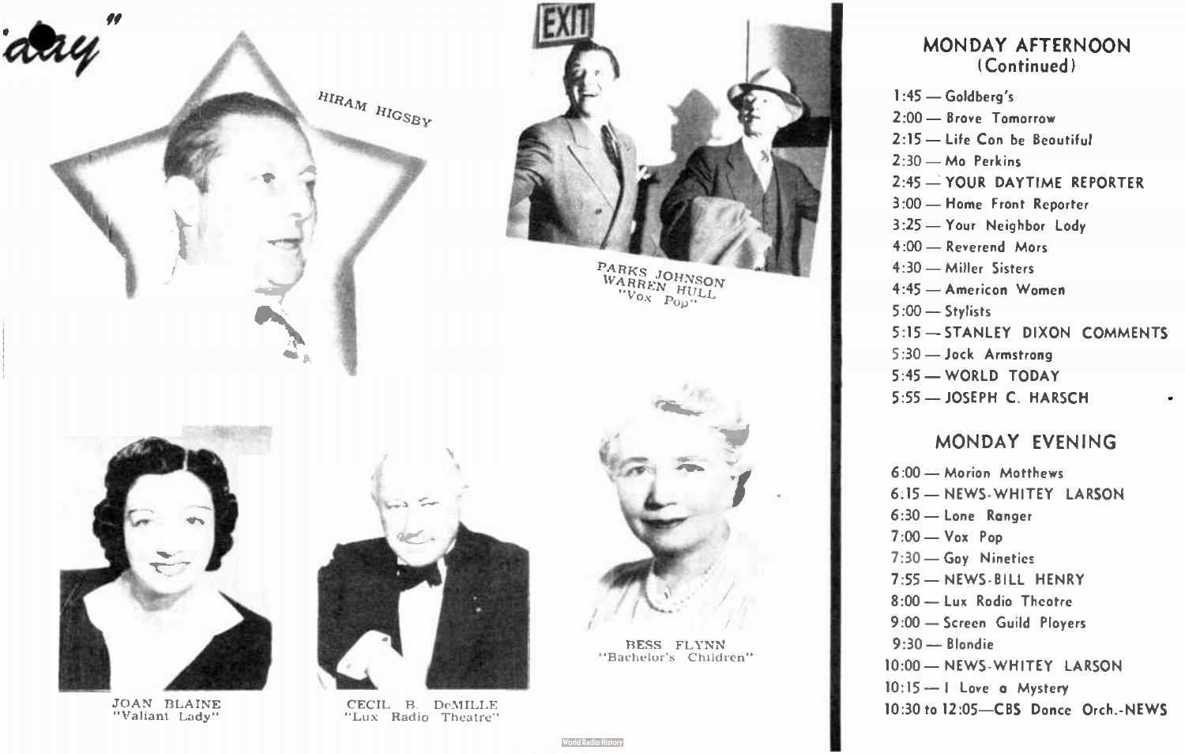"day"

HIRAM HIGSBY

PARKS JOHNSON
WARREN HULL
"Vox Pop"

JOAN BLAINE
"Valiant Lady"

CECIL B. DeMILLE
"Lux Radio Theatre"

BESS FLYNN
"Bachelor's Children"

## MONDAY AFTERNOON (Continued)

- 1:45 — Goldberg's
- 2:00 — Brave Tomorrow
- 2:15 — Life Can be Beautiful
- 2:30 — Ma Perkins
- 2:45 — YOUR DAYTIME REPORTER
- 3:00 — Home Front Reporter
- 3:25 — Your Neighbor Lady
- 4:00 — Reverend Mars
- 4:30 — Miller Sisters
- 4:45 — American Women
- 5:00 — Stylists
- 5:15 — STANLEY DIXON COMMENTS
- 5:30 — Jack Armstrong
- 5:45 — WORLD TODAY
- 5:55 — JOSEPH C. HARSCH

## MONDAY EVENING

- 6:00 — Marion Matthews
- 6:15 — NEWS-WHITEY LARSON
- 6:30 — Lone Ranger
- 7:00 — Vox Pop
- 7:30 — Gay Nineties
- 7:55 — NEWS-BILL HENRY
- 8:00 — Lux Radio Theatre
- 9:00 — Screen Guild Players
- 9:30 — Blondie
- 10:00 — NEWS-WHITEY LARSON
- 10:15 — I Love a Mystery
- 10:30 to 12:05—CBS Dance Orch.-NEWS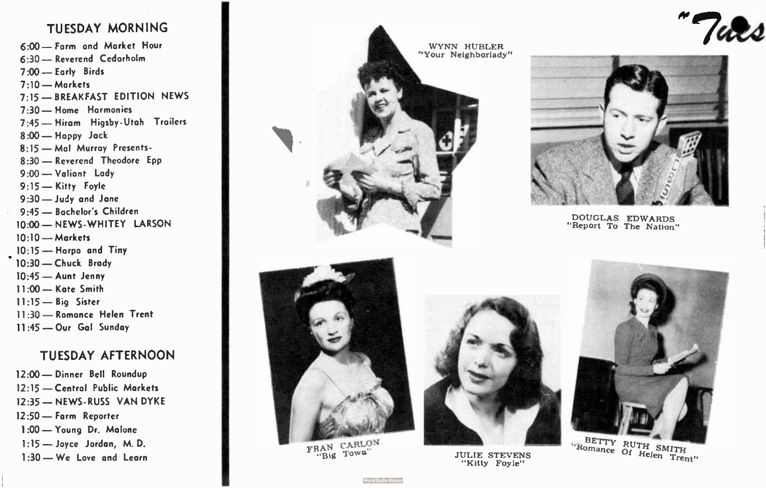## TUESDAY MORNING

6:00 — Farm and Market Hour
6:30 — Reverend Cedarholm
7:00 — Early Birds
7:10 — Markets
7:15 — BREAKFAST EDITION NEWS
7:30 — Home Harmonies
7:45 — Hiram Higsby-Utah Trailers
8:00 — Happy Jack
8:15 — Mal Murray Presents-
8:30 — Reverend Theodore Epp
9:00 — Valiant Lady
9:15 — Kitty Foyle
9:30 — Judy and Jane
9:45 — Bachelor's Children
10:00 — NEWS-WHITEY LARSON
10:10 — Markets
10:15 — Harpo and Tiny
10:30 — Chuck Brady
10:45 — Aunt Jenny
11:00 — Kate Smith
11:15 — Big Sister
11:30 — Romance Helen Trent
11:45 — Our Gal Sunday

## TUESDAY AFTERNOON

12:00 — Dinner Bell Roundup
12:15 — Central Public Markets
12:35 — NEWS-RUSS VAN DYKE
12:50 — Farm Reporter
1:00 — Young Dr. Malone
1:15 — Joyce Jordan, M. D.
1:30 — We Love and Learn

"Tues

WYNN HUBLER
"Your Neighborlady"

DOUGLAS EDWARDS
"Report To The Nation"

FRAN CARLON
"Big Town"

JULIE STEVENS
"Kitty Foyle"

BETTY RUTH SMITH
"Romance Of Helen Trent"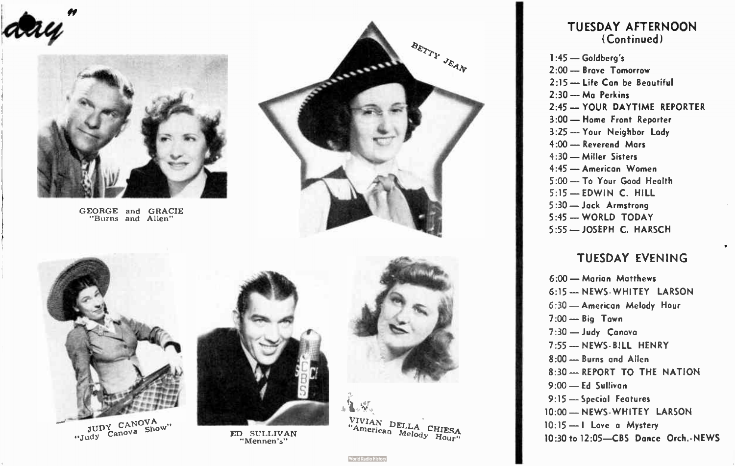day"

GEORGE and GRACIE
"Burns and Allen"

BETTY JEAN

JUDY CANOVA
"Judy Canova Show"

ED SULLIVAN
"Mennen's"

VIVIAN DELLA CHIESA
"American Melody Hour"

## TUESDAY AFTERNOON (Continued)

1:45 — Goldberg's
2:00 — Brave Tomorrow
2:15 — Life Can be Beautiful
2:30 — Ma Perkins
2:45 — YOUR DAYTIME REPORTER
3:00 — Home Front Reporter
3:25 — Your Neighbor Lady
4:00 — Reverend Mars
4:30 — Miller Sisters
4:45 — American Women
5:00 — To Your Good Health
5:15 — EDWIN C. HILL
5:30 — Jack Armstrong
5:45 — WORLD TODAY
5:55 — JOSEPH C. HARSCH

## TUESDAY EVENING

6:00 — Marian Matthews
6:15 — NEWS-WHITEY LARSON
6:30 — American Melody Hour
7:00 — Big Town
7:30 — Judy Canova
7:55 — NEWS-BILL HENRY
8:00 — Burns and Allen
8:30 — REPORT TO THE NATION
9:00 — Ed Sullivan
9:15 — Special Features
10:00 — NEWS-WHITEY LARSON
10:15 — I Love a Mystery
10:30 to 12:05—CBS Dance Orch.-NEWS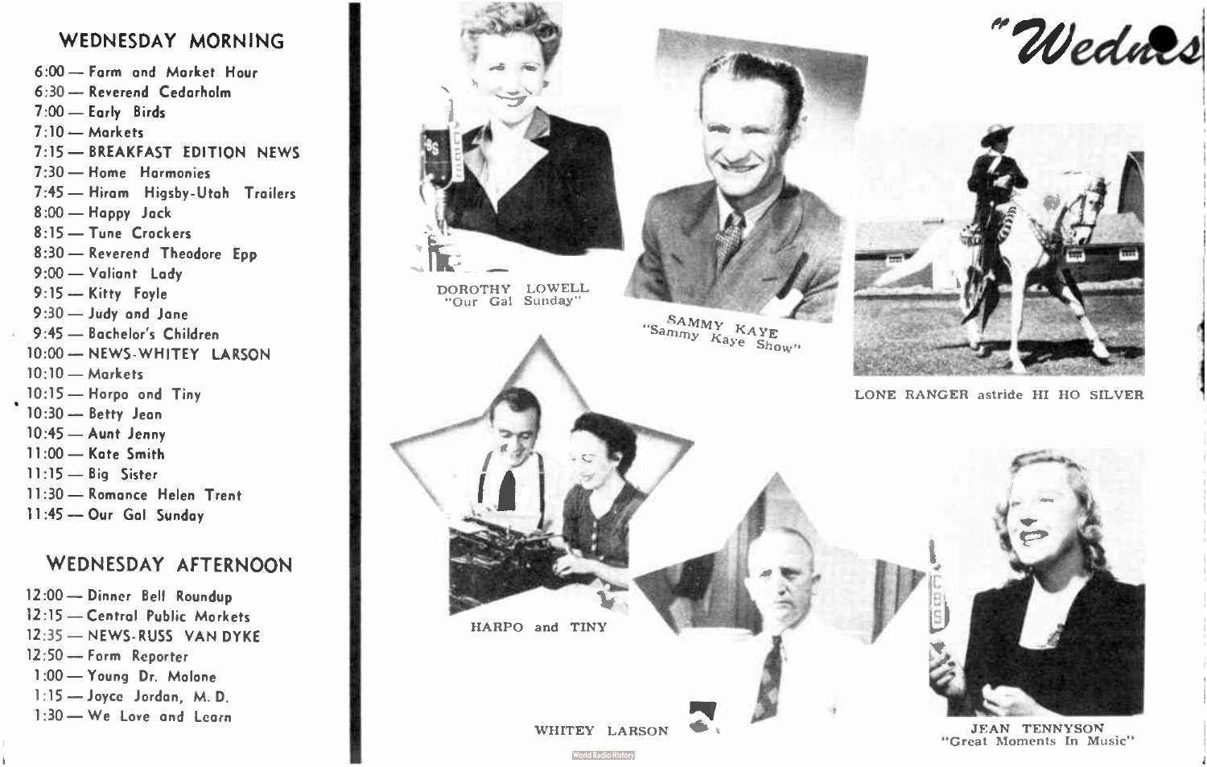## WEDNESDAY MORNING

- 6:00 — Farm and Market Hour
- 6:30 — Reverend Cedarholm
- 7:00 — Early Birds
- 7:10 — Markets
- 7:15 — BREAKFAST EDITION NEWS
- 7:30 — Home Harmonies
- 7:45 — Hiram Higsby-Utah Trailers
- 8:00 — Happy Jack
- 8:15 — Tune Crackers
- 8:30 — Reverend Theodore Epp
- 9:00 — Valiant Lady
- 9:15 — Kitty Foyle
- 9:30 — Judy and Jane
- 9:45 — Bachelor's Children
- 10:00 — NEWS-WHITEY LARSON
- 10:10 — Markets
- 10:15 — Harpo and Tiny
- 10:30 — Betty Jean
- 10:45 — Aunt Jenny
- 11:00 — Kate Smith
- 11:15 — Big Sister
- 11:30 — Romance Helen Trent
- 11:45 — Our Gal Sunday

## WEDNESDAY AFTERNOON

- 12:00 — Dinner Bell Roundup
- 12:15 — Central Public Markets
- 12:35 — NEWS-RUSS VAN DYKE
- 12:50 — Farm Reporter
- 1:00 — Young Dr. Malone
- 1:15 — Joyce Jordan, M. D.
- 1:30 — We Love and Learn

"Wednes

DOROTHY LOWELL
"Our Gal Sunday"

SAMMY KAYE
"Sammy Kaye Show"

LONE RANGER astride HI HO SILVER

HARPO and TINY

WHITEY LARSON

JEAN TENNYSON
"Great Moments In Music"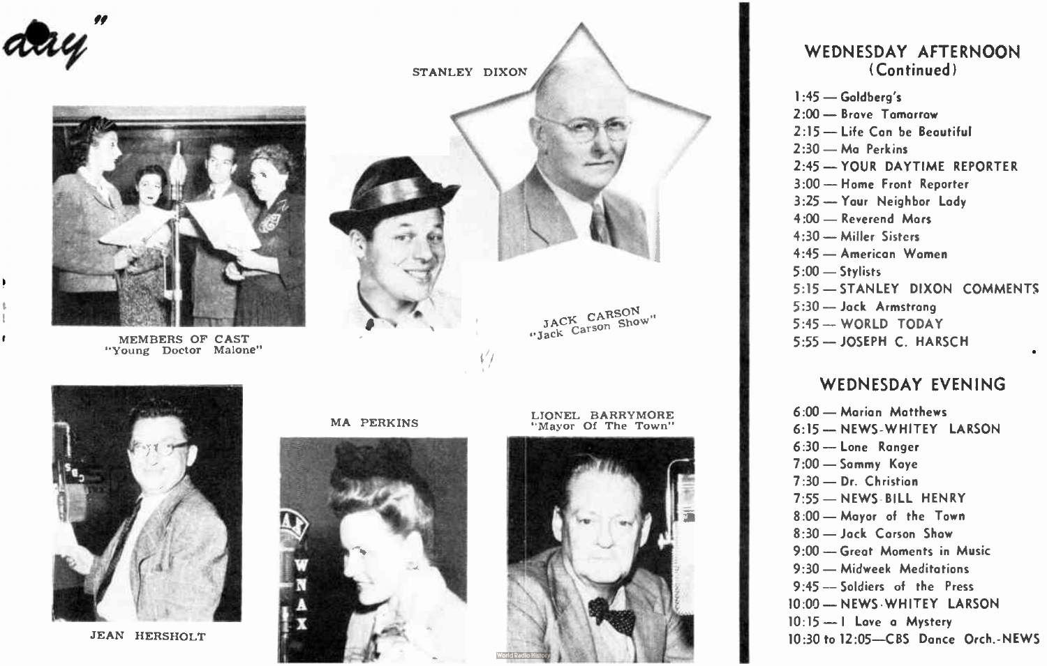day"

STANLEY DIXON

MEMBERS OF CAST
"Young Doctor Malone"

JACK CARSON
"Jack Carson Show"

MA PERKINS

LIONEL BARRYMORE
"Mayor Of The Town"

JEAN HERSHOLT

## WEDNESDAY AFTERNOON (Continued)

1:45 — Goldberg's
2:00 — Brave Tomorrow
2:15 — Life Can be Beautiful
2:30 — Ma Perkins
2:45 — YOUR DAYTIME REPORTER
3:00 — Home Front Reporter
3:25 — Your Neighbor Lady
4:00 — Reverend Mars
4:30 — Miller Sisters
4:45 — American Women
5:00 — Stylists
5:15 — STANLEY DIXON COMMENTS
5:30 — Jack Armstrong
5:45 — WORLD TODAY
5:55 — JOSEPH C. HARSCH

## WEDNESDAY EVENING

6:00 — Marian Matthews
6:15 — NEWS-WHITEY LARSON
6:30 — Lone Ranger
7:00 — Sammy Kaye
7:30 — Dr. Christian
7:55 — NEWS-BILL HENRY
8:00 — Mayor of the Town
8:30 — Jack Carson Show
9:00 — Great Moments in Music
9:30 — Midweek Meditations
9:45 — Soldiers of the Press
10:00 — NEWS-WHITEY LARSON
10:15 — I Love a Mystery
10:30 to 12:05—CBS Dance Orch.-NEWS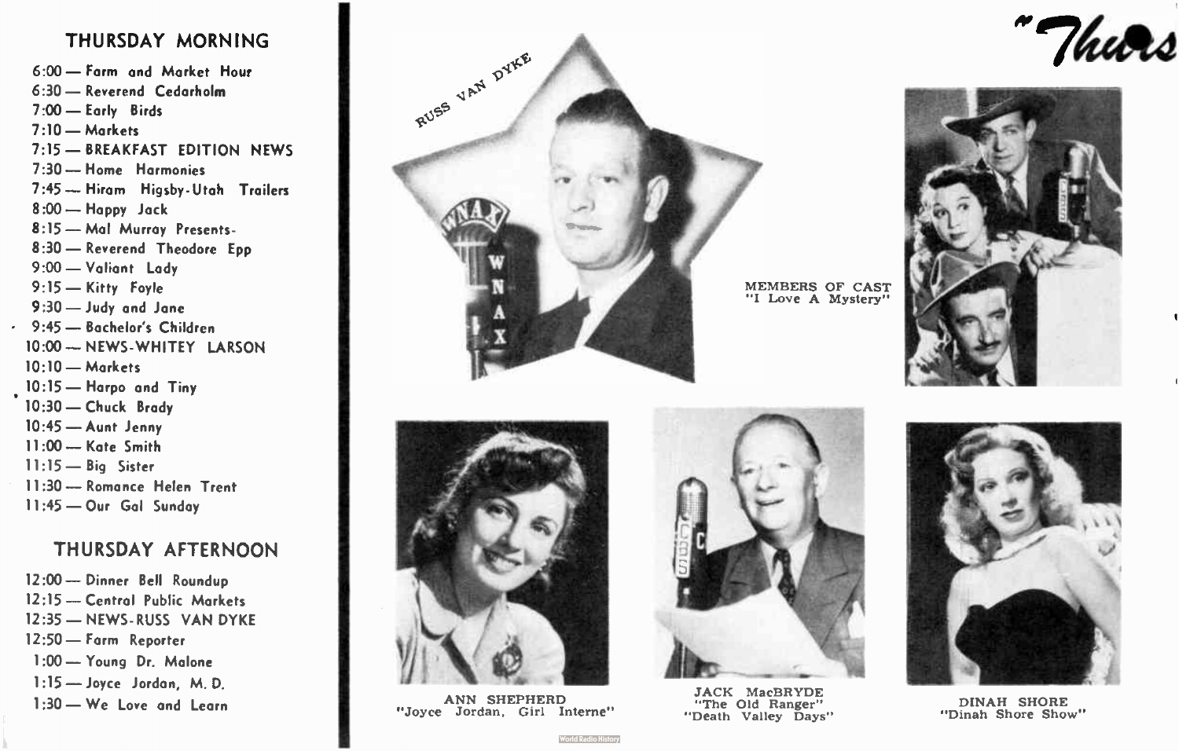## THURSDAY MORNING

- 6:00 — Farm and Market Hour
- 6:30 — Reverend Cedarholm
- 7:00 — Early Birds
- 7:10 — Markets
- 7:15 — BREAKFAST EDITION NEWS
- 7:30 — Home Harmonies
- 7:45 — Hiram Higsby-Utah Trailers
- 8:00 — Happy Jack
- 8:15 — Mal Murray Presents-
- 8:30 — Reverend Theodore Epp
- 9:00 — Valiant Lady
- 9:15 — Kitty Foyle
- 9:30 — Judy and Jane
- 9:45 — Bachelor's Children
- 10:00 — NEWS-WHITEY LARSON
- 10:10 — Markets
- 10:15 — Harpo and Tiny
- 10:30 — Chuck Brady
- 10:45 — Aunt Jenny
- 11:00 — Kate Smith
- 11:15 — Big Sister
- 11:30 — Romance Helen Trent
- 11:45 — Our Gal Sunday

## THURSDAY AFTERNOON

- 12:00 — Dinner Bell Roundup
- 12:15 — Central Public Markets
- 12:35 — NEWS-RUSS VAN DYKE
- 12:50 — Farm Reporter
- 1:00 — Young Dr. Malone
- 1:15 — Joyce Jordan, M. D.
- 1:30 — We Love and Learn

"Thurs

RUSS VAN DYKE

MEMBERS OF CAST
"I Love A Mystery"

ANN SHEPHERD
"Joyce Jordan, Girl Interne"

JACK MacBRYDE
"The Old Ranger"
"Death Valley Days"

DINAH SHORE
"Dinah Shore Show"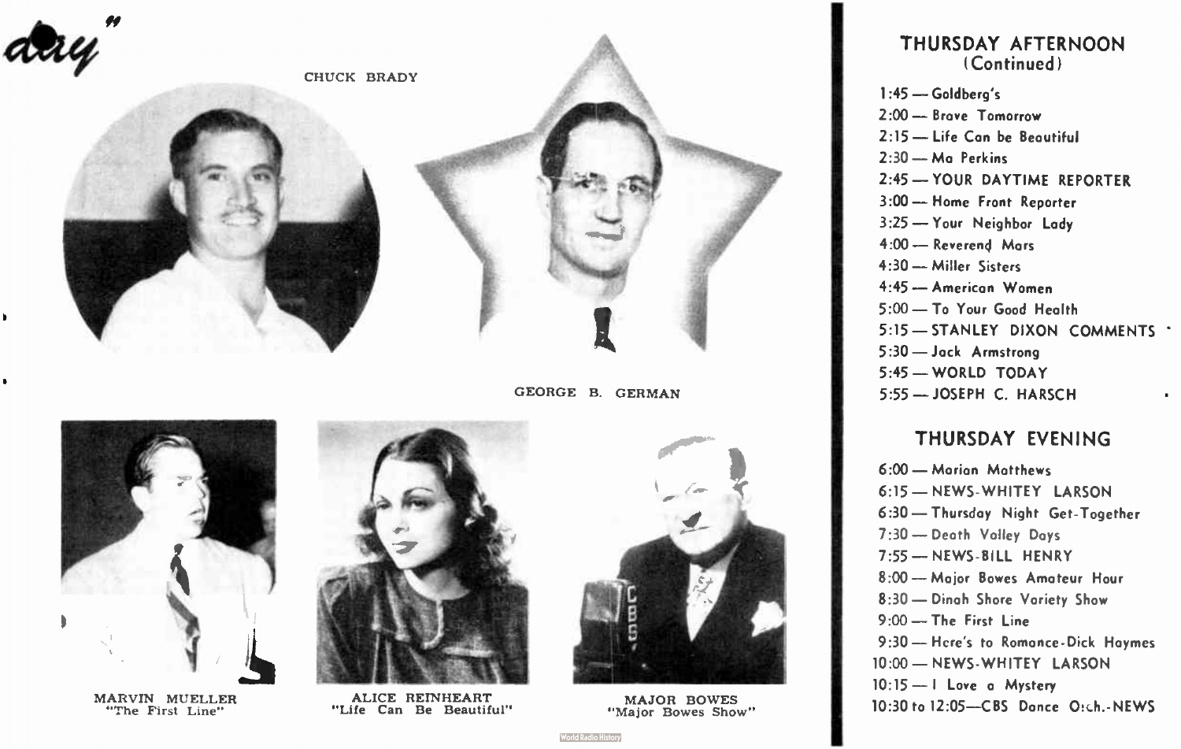day"

CHUCK BRADY

GEORGE B. GERMAN

MARVIN MUELLER
"The First Line"

ALICE REINHEART
"Life Can Be Beautiful"

MAJOR BOWES
"Major Bowes Show"

## THURSDAY AFTERNOON (Continued)

1:45 — Goldberg's
2:00 — Brave Tomorrow
2:15 — Life Can be Beautiful
2:30 — Ma Perkins
2:45 — YOUR DAYTIME REPORTER
3:00 — Home Front Reporter
3:25 — Your Neighbor Lady
4:00 — Reverend Mars
4:30 — Miller Sisters
4:45 — American Women
5:00 — To Your Good Health
5:15 — STANLEY DIXON COMMENTS
5:30 — Jack Armstrong
5:45 — WORLD TODAY
5:55 — JOSEPH C. HARSCH

## THURSDAY EVENING

6:00 — Marian Matthews
6:15 — NEWS-WHITEY LARSON
6:30 — Thursday Night Get-Together
7:30 — Death Valley Days
7:55 — NEWS-BILL HENRY
8:00 — Major Bowes Amateur Hour
8:30 — Dinah Shore Variety Show
9:00 — The First Line
9:30 — Here's to Romance-Dick Haymes
10:00 — NEWS-WHITEY LARSON
10:15 — I Love a Mystery
10:30 to 12:05—CBS Dance Orch.-NEWS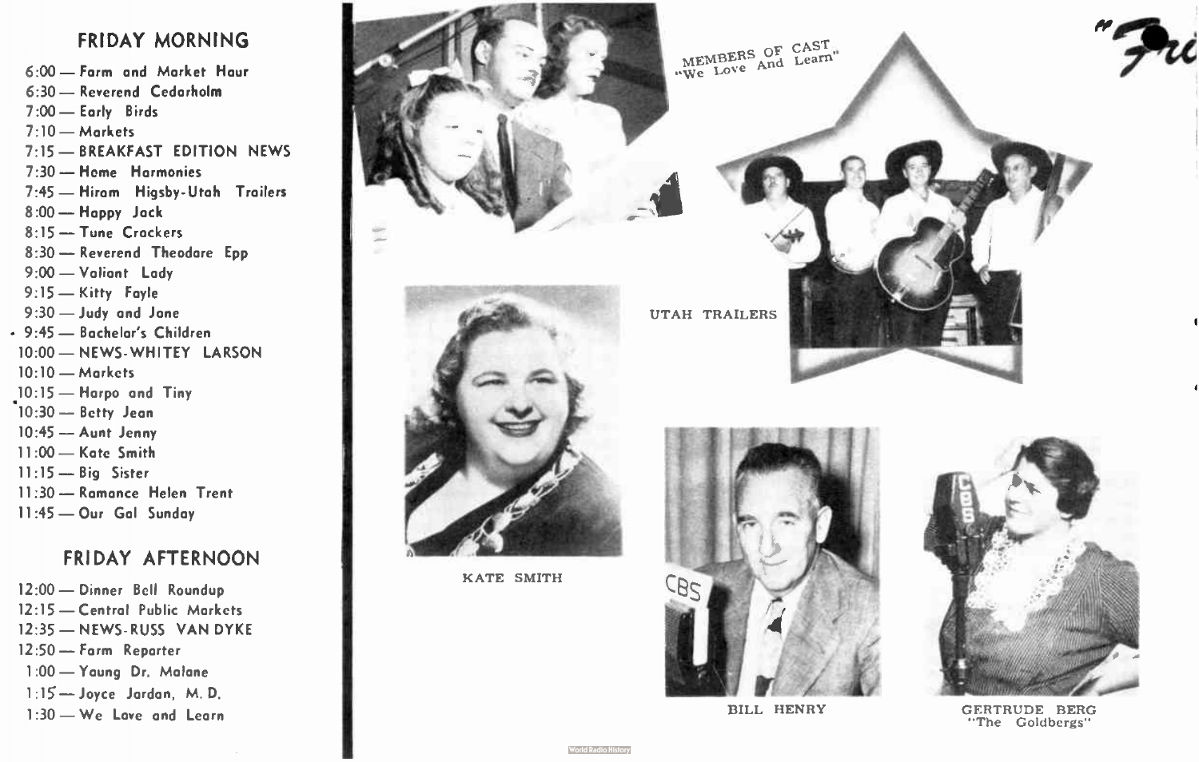## FRIDAY MORNING

- 6:00 — Farm and Market Hour
- 6:30 — Reverend Cedarholm
- 7:00 — Early Birds
- 7:10 — Markets
- 7:15 — BREAKFAST EDITION NEWS
- 7:30 — Home Harmonies
- 7:45 — Hiram Higsby-Utah Trailers
- 8:00 — Happy Jack
- 8:15 — Tune Crackers
- 8:30 — Reverend Theodore Epp
- 9:00 — Valiant Lady
- 9:15 — Kitty Foyle
- 9:30 — Judy and Jane
- 9:45 — Bachelor's Children
- 10:00 — NEWS-WHITEY LARSON
- 10:10 — Markets
- 10:15 — Harpo and Tiny
- 10:30 — Betty Jean
- 10:45 — Aunt Jenny
- 11:00 — Kate Smith
- 11:15 — Big Sister
- 11:30 — Romance Helen Trent
- 11:45 — Our Gal Sunday

## FRIDAY AFTERNOON

- 12:00 — Dinner Bell Roundup
- 12:15 — Central Public Markets
- 12:35 — NEWS-RUSS VAN DYKE
- 12:50 — Farm Reporter
- 1:00 — Young Dr. Malone
- 1:15 — Joyce Jordan, M. D.
- 1:30 — We Love and Learn

MEMBERS OF CAST "We Love And Learn"

UTAH TRAILERS

KATE SMITH

BILL HENRY

GERTRUDE BERG "The Goldbergs"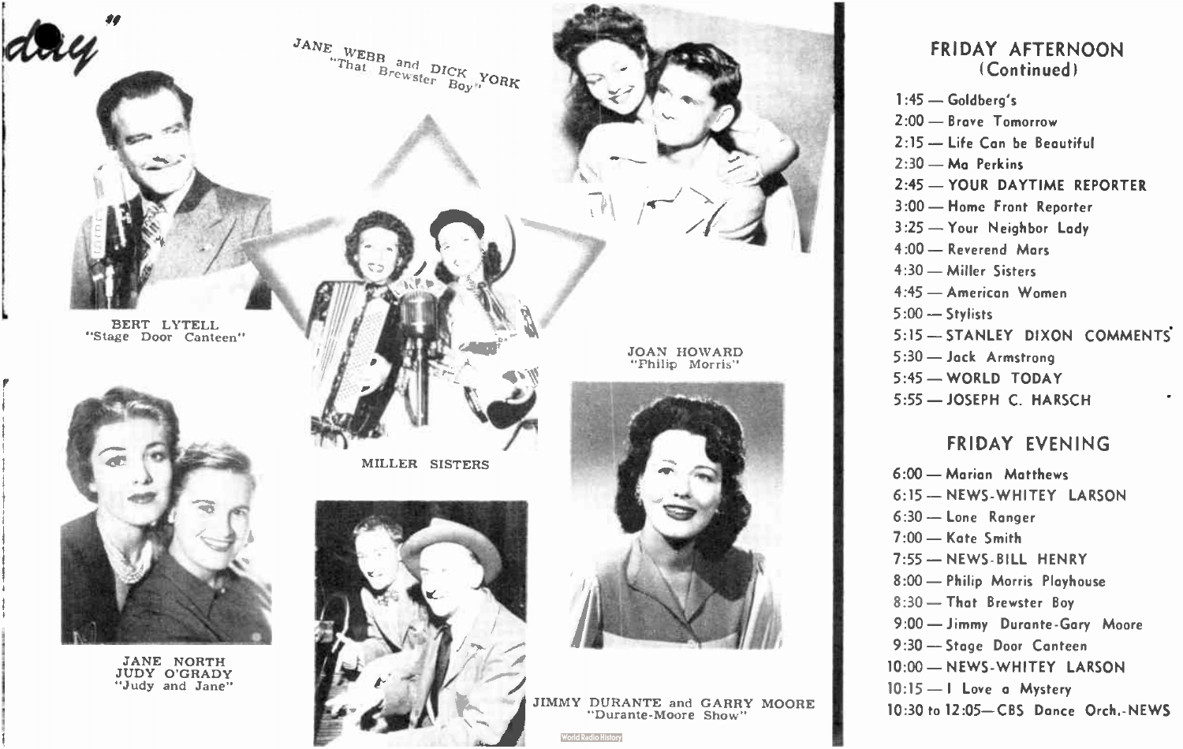day"

JANE WEBB and DICK YORK
"That Brewster Boy"

BERT LYTELL
"Stage Door Canteen"

MILLER SISTERS

JOAN HOWARD
"Philip Morris"

JANE NORTH
JUDY O'GRADY
"Judy and Jane"

JIMMY DURANTE and GARRY MOORE
"Durante-Moore Show"

## FRIDAY AFTERNOON (Continued)

1:45 — Goldberg's
2:00 — Brave Tomorrow
2:15 — Life Can be Beautiful
2:30 — Ma Perkins
2:45 — YOUR DAYTIME REPORTER
3:00 — Home Front Reporter
3:25 — Your Neighbor Lady
4:00 — Reverend Mars
4:30 — Miller Sisters
4:45 — American Women
5:00 — Stylists
5:15 — STANLEY DIXON COMMENTS
5:30 — Jack Armstrong
5:45 — WORLD TODAY
5:55 — JOSEPH C. HARSCH

## FRIDAY EVENING

6:00 — Marian Matthews
6:15 — NEWS-WHITEY LARSON
6:30 — Lone Ranger
7:00 — Kate Smith
7:55 — NEWS-BILL HENRY
8:00 — Philip Morris Playhouse
8:30 — That Brewster Boy
9:00 — Jimmy Durante-Gary Moore
9:30 — Stage Door Canteen
10:00 — NEWS-WHITEY LARSON
10:15 — I Love a Mystery
10:30 to 12:05—CBS Dance Orch.-NEWS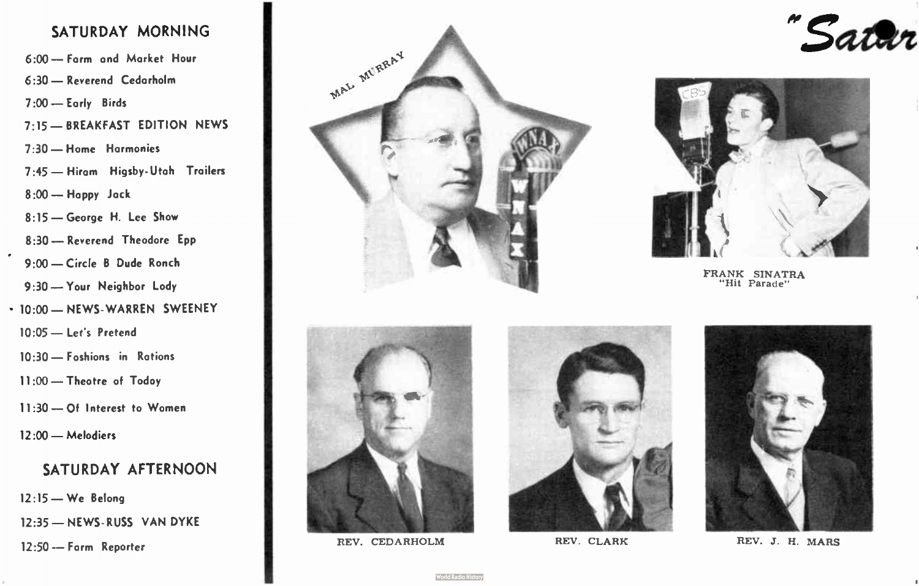## SATURDAY MORNING

- 6:00 — Farm and Market Hour
- 6:30 — Reverend Cedarholm
- 7:00 — Early Birds
- 7:15 — BREAKFAST EDITION NEWS
- 7:30 — Home Harmonies
- 7:45 — Hiram Higsby-Utah Trailers
- 8:00 — Happy Jack
- 8:15 — George H. Lee Show
- 8:30 — Reverend Theodore Epp
- 9:00 — Circle B Dude Ranch
- 9:30 — Your Neighbor Lady
- 10:00 — NEWS-WARREN SWEENEY
- 10:05 — Let's Pretend
- 10:30 — Fashions in Rations
- 11:00 — Theatre of Today
- 11:30 — Of Interest to Women
- 12:00 — Melodiers

## SATURDAY AFTERNOON

- 12:15 — We Belong
- 12:35 — NEWS-RUSS VAN DYKE
- 12:50 — Farm Reporter

"Satur

MAL MURRAY

FRANK SINATRA
"Hit Parade"

REV. CEDARHOLM

REV. CLARK

REV. J. H. MARS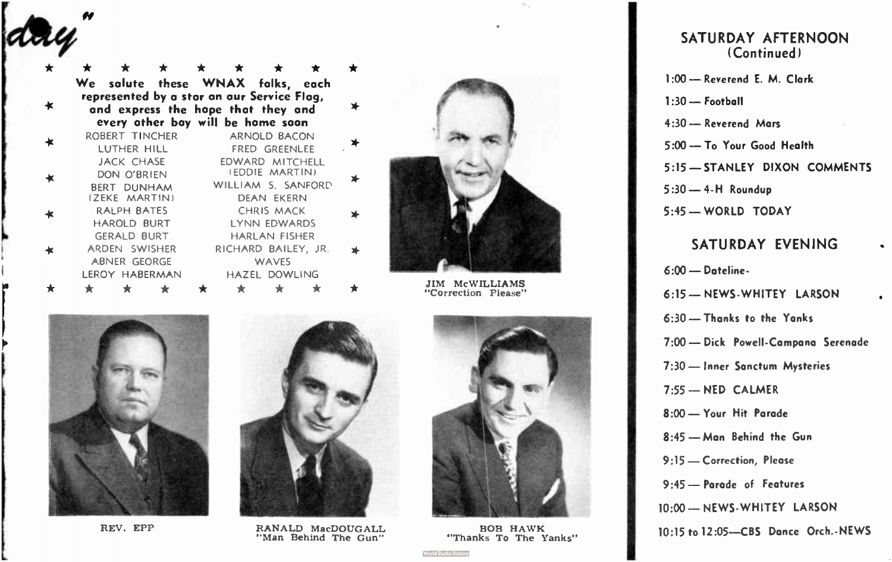day"

We salute these WNAX folks, each represented by a star on our Service Flag, and express the hope that they and every other boy will be home soon

| | |
|---|---|
| ROBERT TINCHER | ARNOLD BACON |
| LUTHER HILL | FRED GREENLEE |
| JACK CHASE | EDWARD MITCHELL (EDDIE MARTIN) |
| DON O'BRIEN | WILLIAM S. SANFORD |
| BERT DUNHAM (ZEKE MARTIN) | DEAN EKERN |
| RALPH BATES | CHRIS MACK |
| HAROLD BURT | LYNN EDWARDS |
| GERALD BURT | HARLAN FISHER |
| ARDEN SWISHER | RICHARD BAILEY, JR. |
| ABNER GEORGE | WAVES |
| LEROY HABERMAN | HAZEL DOWLING |

JIM McWILLIAMS
"Correction Please"

REV. EPP

RANALD MacDOUGALL
"Man Behind The Gun"

BOB HAWK
"Thanks To The Yanks"

## SATURDAY AFTERNOON (Continued)

1:00 — Reverend E. M. Clark

1:30 — Football

4:30 — Reverend Mars

5:00 — To Your Good Health

5:15 — STANLEY DIXON COMMENTS

5:30 — 4-H Roundup

5:45 — WORLD TODAY

## SATURDAY EVENING

6:00 — Dateline-

6:15 — NEWS-WHITEY LARSON

6:30 — Thanks to the Yanks

7:00 — Dick Powell-Campana Serenade

7:30 — Inner Sanctum Mysteries

7:55 — NED CALMER

8:00 — Your Hit Parade

8:45 — Man Behind the Gun

9:15 — Correction, Please

9:45 — Parade of Features

10:00 — NEWS-WHITEY LARSON

10:15 to 12:05—CBS Dance Orch.-NEWS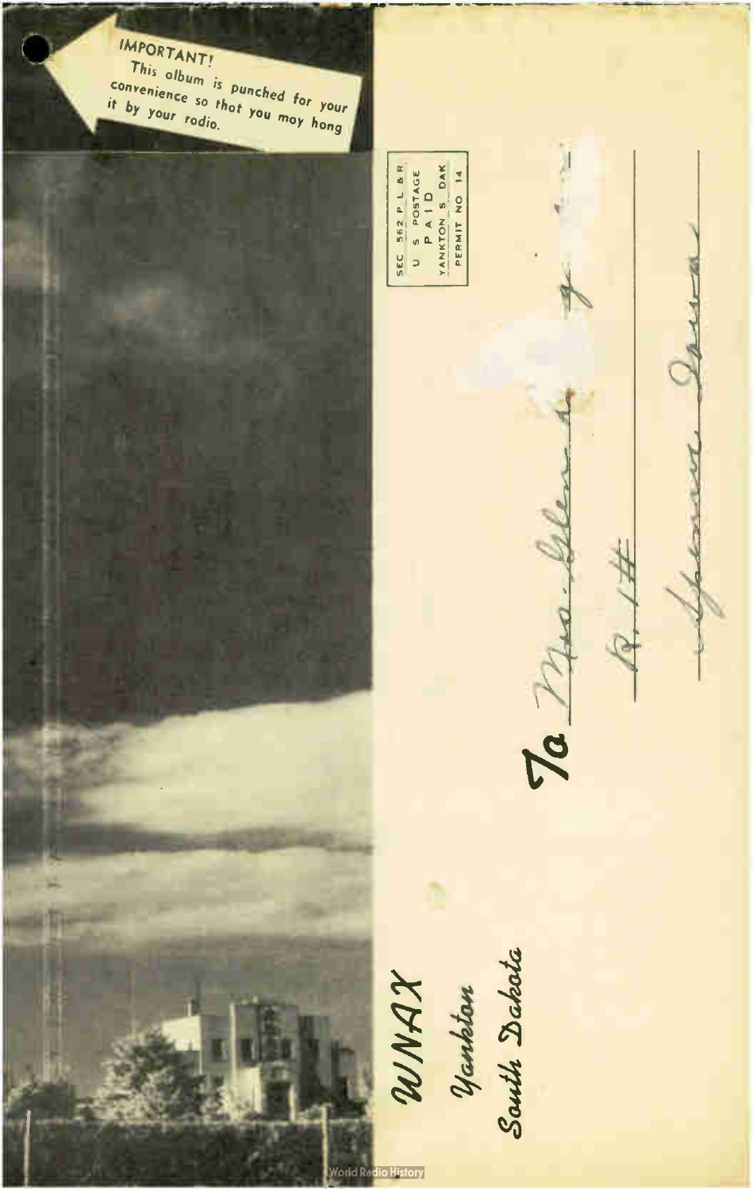IMPORTANT!
This album is punched for your convenience so that you may hang it by your radio.

SEC. 562 P. L. & R.
U. S. POSTAGE
PAID
YANKTON, S. DAK.
PERMIT NO. 14

To Mrs. Glen ...

R. 1 #

... Iowa

WNAX
Yankton
South Dakota